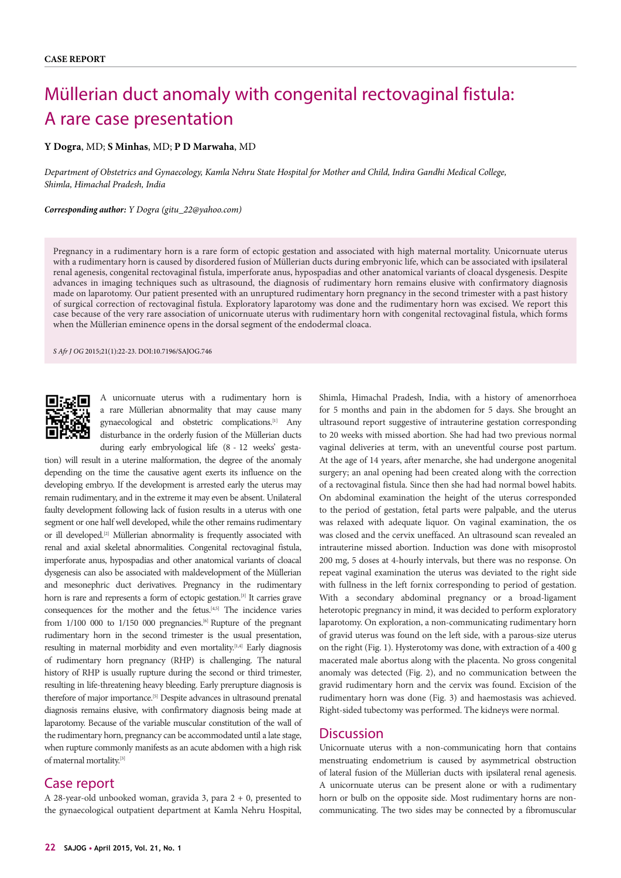**CASE REPORT**

# Müllerian duct anomaly with congenital rectovaginal fistula: A rare case presentation

**Y Dogra**, MD; **S Minhas**, MD; **P D Marwaha**, MD

*Department of Obstetrics and Gynaecology, Kamla Nehru State Hospital for Mother and Child, Indira Gandhi Medical College, Shimla, Himachal Pradesh, India*

***Corresponding author:*** *Y Dogra (gitu_22@yahoo.com)*

Pregnancy in a rudimentary horn is a rare form of ectopic gestation and associated with high maternal mortality. Unicornuate uterus with a rudimentary horn is caused by disordered fusion of Müllerian ducts during embryonic life, which can be associated with ipsilateral renal agenesis, congenital rectovaginal fistula, imperforate anus, hypospadias and other anatomical variants of cloacal dysgenesis. Despite advances in imaging techniques such as ultrasound, the diagnosis of rudimentary horn remains elusive with confirmatory diagnosis made on laparotomy. Our patient presented with an unruptured rudimentary horn pregnancy in the second trimester with a past history of surgical correction of rectovaginal fistula. Exploratory laparotomy was done and the rudimentary horn was excised. We report this case because of the very rare association of unicornuate uterus with rudimentary horn with congenital rectovaginal fistula, which forms when the Müllerian eminence opens in the dorsal segment of the endodermal cloaca.

*S Afr J OG* 2015;21(1):22-23. DOI:10.7196/SAJOG.746

A unicornuate uterus with a rudimentary horn is a rare Müllerian abnormality that may cause many gynaecological and obstetric complications.[1] Any disturbance in the orderly fusion of the Müllerian ducts during early embryological life (8 - 12 weeks' gestation) will result in a uterine malformation, the degree of the anomaly depending on the time the causative agent exerts its influence on the developing embryo. If the development is arrested early the uterus may remain rudimentary, and in the extreme it may even be absent. Unilateral faulty development following lack of fusion results in a uterus with one segment or one half well developed, while the other remains rudimentary or ill developed.[2] Müllerian abnormality is frequently associated with renal and axial skeletal abnormalities. Congenital rectovaginal fistula, imperforate anus, hypospadias and other anatomical variants of cloacal dysgenesis can also be associated with maldevelopment of the Müllerian and mesonephric duct derivatives. Pregnancy in the rudimentary horn is rare and represents a form of ectopic gestation.[3] It carries grave consequences for the mother and the fetus.[4,5] The incidence varies from 1/100 000 to 1/150 000 pregnancies.[6] Rupture of the pregnant rudimentary horn in the second trimester is the usual presentation, resulting in maternal morbidity and even mortality.[1,4] Early diagnosis of rudimentary horn pregnancy (RHP) is challenging. The natural history of RHP is usually rupture during the second or third trimester, resulting in life-threatening heavy bleeding. Early prerupture diagnosis is therefore of major importance.[5] Despite advances in ultrasound prenatal diagnosis remains elusive, with confirmatory diagnosis being made at laparotomy. Because of the variable muscular constitution of the wall of the rudimentary horn, pregnancy can be accommodated until a late stage, when rupture commonly manifests as an acute abdomen with a high risk of maternal mortality.[3]

## Case report

A 28-year-old unbooked woman, gravida 3, para 2 + 0, presented to the gynaecological outpatient department at Kamla Nehru Hospital, Shimla, Himachal Pradesh, India, with a history of amenorrhoea for 5 months and pain in the abdomen for 5 days. She brought an ultrasound report suggestive of intrauterine gestation corresponding to 20 weeks with missed abortion. She had had two previous normal vaginal deliveries at term, with an uneventful course post partum. At the age of 14 years, after menarche, she had undergone anogenital surgery; an anal opening had been created along with the correction of a rectovaginal fistula. Since then she had had normal bowel habits. On abdominal examination the height of the uterus corresponded to the period of gestation, fetal parts were palpable, and the uterus was relaxed with adequate liquor. On vaginal examination, the os was closed and the cervix uneffaced. An ultrasound scan revealed an intrauterine missed abortion. Induction was done with misoprostol 200 mg, 5 doses at 4-hourly intervals, but there was no response. On repeat vaginal examination the uterus was deviated to the right side with fullness in the left fornix corresponding to period of gestation. With a secondary abdominal pregnancy or a broad-ligament heterotopic pregnancy in mind, it was decided to perform exploratory laparotomy. On exploration, a non-communicating rudimentary horn of gravid uterus was found on the left side, with a parous-size uterus on the right (Fig. 1). Hysterotomy was done, with extraction of a 400 g macerated male abortus along with the placenta. No gross congenital anomaly was detected (Fig. 2), and no communication between the gravid rudimentary horn and the cervix was found. Excision of the rudimentary horn was done (Fig. 3) and haemostasis was achieved. Right-sided tubectomy was performed. The kidneys were normal.

## Discussion

Unicornuate uterus with a non-communicating horn that contains menstruating endometrium is caused by asymmetrical obstruction of lateral fusion of the Müllerian ducts with ipsilateral renal agenesis. A unicornuate uterus can be present alone or with a rudimentary horn or bulb on the opposite side. Most rudimentary horns are non-communicating. The two sides may be connected by a fibromuscular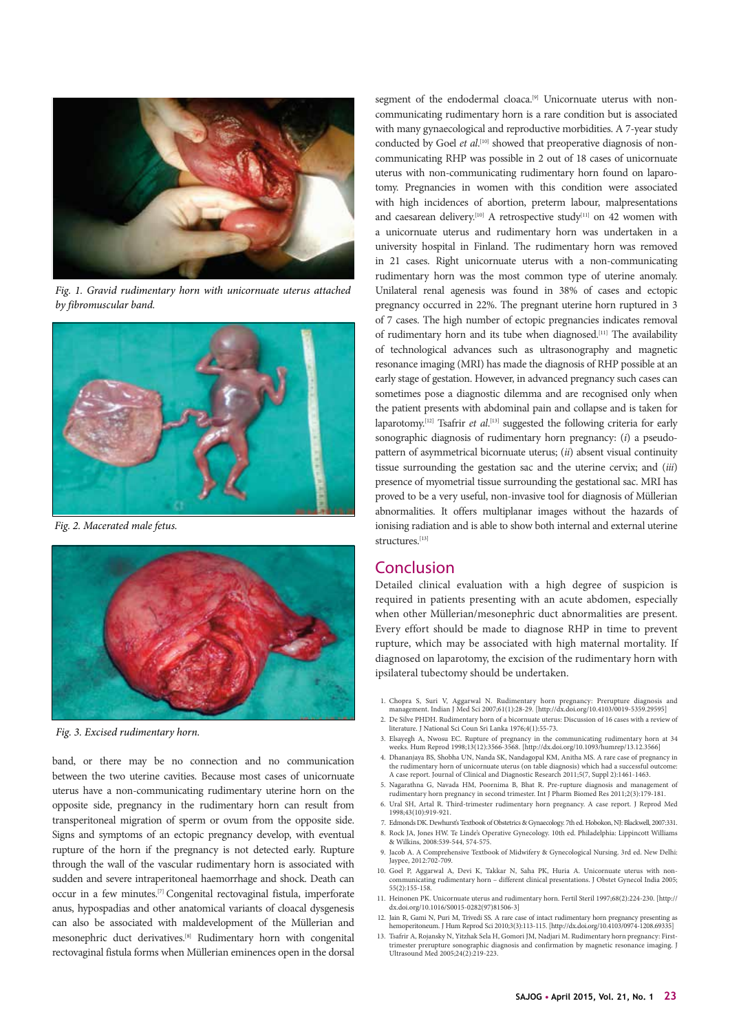Fig. 1. Gravid rudimentary horn with unicornuate uterus attached by fibromuscular band.

Fig. 2. Macerated male fetus.

Fig. 3. Excised rudimentary horn.

band, or there may be no connection and no communication between the two uterine cavities. Because most cases of unicornuate uterus have a non-communicating rudimentary uterine horn on the opposite side, pregnancy in the rudimentary horn can result from transperitoneal migration of sperm or ovum from the opposite side. Signs and symptoms of an ectopic pregnancy develop, with eventual rupture of the horn if the pregnancy is not detected early. Rupture through the wall of the vascular rudimentary horn is associated with sudden and severe intraperitoneal haemorrhage and shock. Death can occur in a few minutes.[7] Congenital rectovaginal fistula, imperforate anus, hypospadias and other anatomical variants of cloacal dysgenesis can also be associated with maldevelopment of the Müllerian and mesonephric duct derivatives.[8] Rudimentary horn with congenital rectovaginal fistula forms when Müllerian eminences open in the dorsal segment of the endodermal cloaca.[9] Unicornuate uterus with non-communicating rudimentary horn is a rare condition but is associated with many gynaecological and reproductive morbidities. A 7-year study conducted by Goel *et al.*[10] showed that preoperative diagnosis of non-communicating RHP was possible in 2 out of 18 cases of unicornuate uterus with non-communicating rudimentary horn found on laparotomy. Pregnancies in women with this condition were associated with high incidences of abortion, preterm labour, malpresentations and caesarean delivery.[10] A retrospective study[11] on 42 women with a unicornuate uterus and rudimentary horn was undertaken in a university hospital in Finland. The rudimentary horn was removed in 21 cases. Right unicornuate uterus with a non-communicating rudimentary horn was the most common type of uterine anomaly. Unilateral renal agenesis was found in 38% of cases and ectopic pregnancy occurred in 22%. The pregnant uterine horn ruptured in 3 of 7 cases. The high number of ectopic pregnancies indicates removal of rudimentary horn and its tube when diagnosed.[11] The availability of technological advances such as ultrasonography and magnetic resonance imaging (MRI) has made the diagnosis of RHP possible at an early stage of gestation. However, in advanced pregnancy such cases can sometimes pose a diagnostic dilemma and are recognised only when the patient presents with abdominal pain and collapse and is taken for laparotomy.[12] Tsafrir *et al.*[13] suggested the following criteria for early sonographic diagnosis of rudimentary horn pregnancy: (*i*) a pseudo-pattern of asymmetrical bicornuate uterus; (*ii*) absent visual continuity tissue surrounding the gestation sac and the uterine cervix; and (*iii*) presence of myometrial tissue surrounding the gestational sac. MRI has proved to be a very useful, non-invasive tool for diagnosis of Müllerian abnormalities. It offers multiplanar images without the hazards of ionising radiation and is able to show both internal and external uterine structures.[13]

## Conclusion

Detailed clinical evaluation with a high degree of suspicion is required in patients presenting with an acute abdomen, especially when other Müllerian/mesonephric duct abnormalities are present. Every effort should be made to diagnose RHP in time to prevent rupture, which may be associated with high maternal mortality. If diagnosed on laparotomy, the excision of the rudimentary horn with ipsilateral tubectomy should be undertaken.

1. Chopra S, Suri V, Aggarwal N. Rudimentary horn pregnancy: Prerupture diagnosis and management. Indian J Med Sci 2007;61(1):28-29. [http://dx.doi.org/10.4103/0019-5359.29595]
2. De Silve PHDH. Rudimentary horn of a bicornuate uterus: Discussion of 16 cases with a review of literature. J National Sci Coun Sri Lanka 1976;4(1):55-73.
3. Elsayegh A, Nwosu EC. Rupture of pregnancy in the communicating rudimentary horn at 34 weeks. Hum Reprod 1998;13(12):3566-3568. [http://dx.doi.org/10.1093/humrep/13.12.3566]
4. Dhananjaya BS, Shobha UN, Nanda SK, Nandagopal KM, Anitha MS. A rare case of pregnancy in the rudimentary horn of unicornuate uterus (on table diagnosis) which had a successful outcome: A case report. Journal of Clinical and Diagnostic Research 2011;5(7, Suppl 2):1461-1463.
5. Nagarathna G, Navada HM, Poornima B, Bhat R. Pre-rupture diagnosis and management of rudimentary horn pregnancy in second trimester. Int J Pharm Biomed Res 2011;2(3):179-181.
6. Ural SH, Artal R. Third-trimester rudimentary horn pregnancy. A case report. J Reprod Med 1998;43(10):919-921.
7. Edmonds DK. Dewhurst's Textbook of Obstetrics & Gynaecology. 7th ed. Hobokon, NJ: Blackwell, 2007:331.
8. Rock JA, Jones HW. Te Linde's Operative Gynecology. 10th ed. Philadelphia: Lippincott Williams & Wilkins, 2008:539-544, 574-575.
9. Jacob A. A Comprehensive Textbook of Midwifery & Gynecological Nursing. 3rd ed. New Delhi: Jaypee, 2012:702-709.
10. Goel P, Aggarwal A, Devi K, Takkar N, Saha PK, Huria A. Unicornuate uterus with non-communicating rudimentary horn – different clinical presentations. J Obstet Gynecol India 2005; 55(2):155-158.
11. Heinonen PK. Unicornuate uterus and rudimentary horn. Fertil Steril 1997;68(2):224-230. [http://dx.doi.org/10.1016/S0015-0282(97)81506-3]
12. Jain R, Gami N, Puri M, Trivedi SS. A rare case of intact rudimentary horn pregnancy presenting as hemoperitoneum. J Hum Reprod Sci 2010;3(3):113-115. [http://dx.doi.org/10.4103/0974-1208.69335]
13. Tsafrir A, Rojansky N, Yitzhak Sela H, Gomori JM, Nadjari M. Rudimentary horn pregnancy: First-trimester prerupture sonographic diagnosis and confirmation by magnetic resonance imaging. J Ultrasound Med 2005;24(2):219-223.